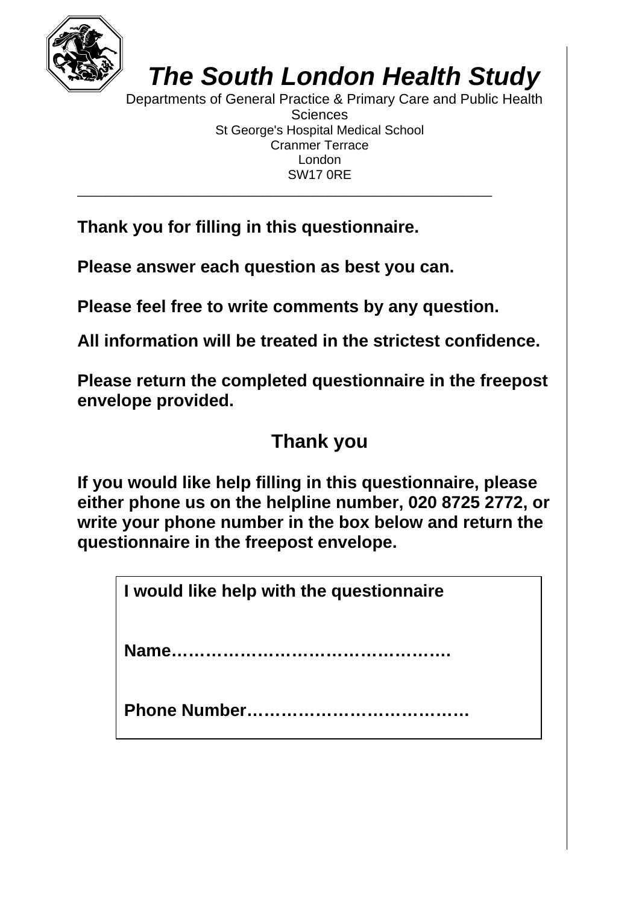# *The South London Health Study*

Departments of General Practice & Primary Care and Public Health Sciences
St George's Hospital Medical School
Cranmer Terrace
London
SW17 0RE

---

**Thank you for filling in this questionnaire.**

**Please answer each question as best you can.**

**Please feel free to write comments by any question.**

**All information will be treated in the strictest confidence.**

**Please return the completed questionnaire in the freepost envelope provided.**

## Thank you

**If you would like help filling in this questionnaire, please either phone us on the helpline number, 020 8725 2772, or write your phone number in the box below and return the questionnaire in the freepost envelope.**

**I would like help with the questionnaire**

**Name…………………………………………**

**Phone Number…………………………………**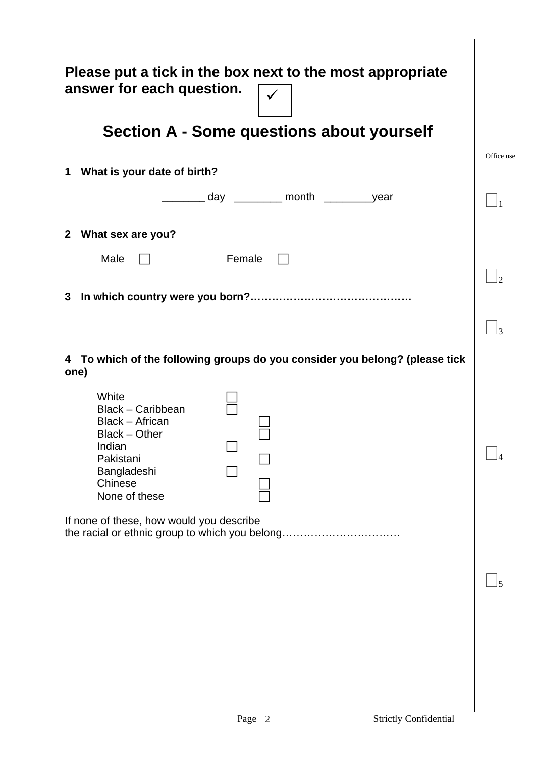**Please put a tick in the box next to the most appropriate answer for each question.** ✓

## Section A - Some questions about yourself

Office use

**1 What is your date of birth?**

_______ day ________ month ________year

☐1

**2 What sex are you?**

Male ☐ Female ☐

☐2

**3 In which country were you born?……………………………………**

☐3

**4 To which of the following groups do you consider you belong? (please tick one)**

- White ☐
- Black – Caribbean ☐
- Black – African ☐
- Black – Other ☐
- Indian ☐
- Pakistani ☐
- Bangladeshi ☐
- Chinese ☐
- None of these ☐

☐4

If none of these, how would you describe the racial or ethnic group to which you belong……………………………

☐5

Strictly Confidential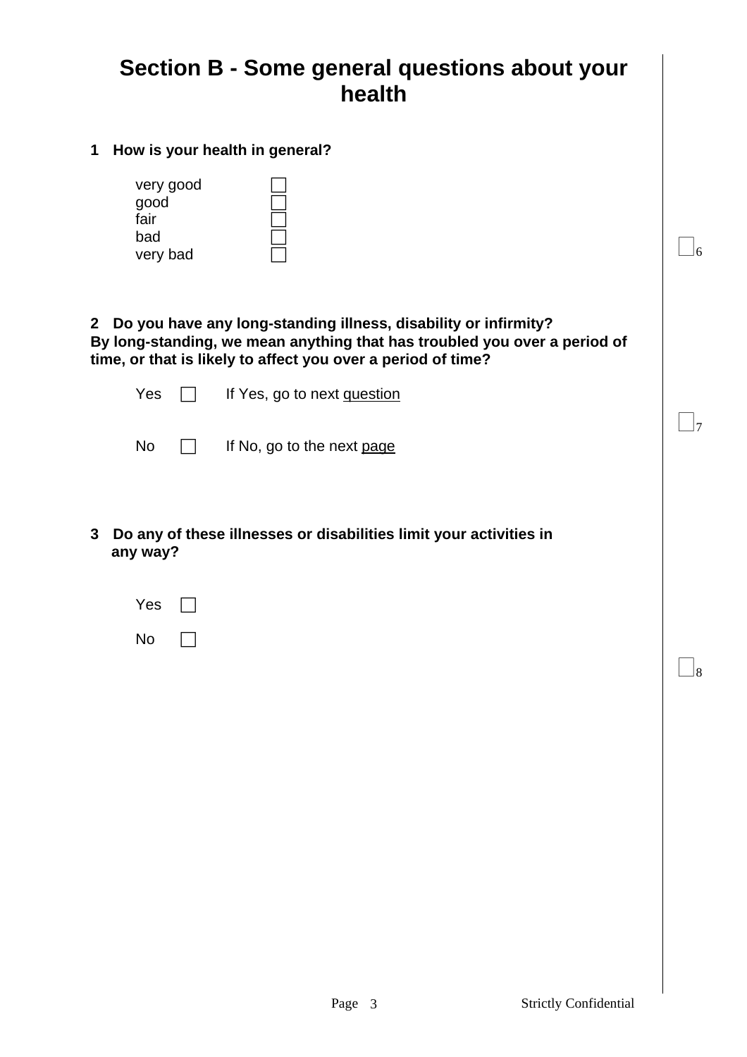# Section B - Some general questions about your health

**1 How is your health in general?**

- very good ☐
- good ☐
- fair ☐
- bad ☐
- very bad ☐

☐ 6

**2 Do you have any long-standing illness, disability or infirmity?**
**By long-standing, we mean anything that has troubled you over a period of time, or that is likely to affect you over a period of time?**

Yes ☐ If Yes, go to next question

No ☐ If No, go to the next page

☐ 7

**3 Do any of these illnesses or disabilities limit your activities in any way?**

Yes ☐

No ☐

☐ 8

Strictly Confidential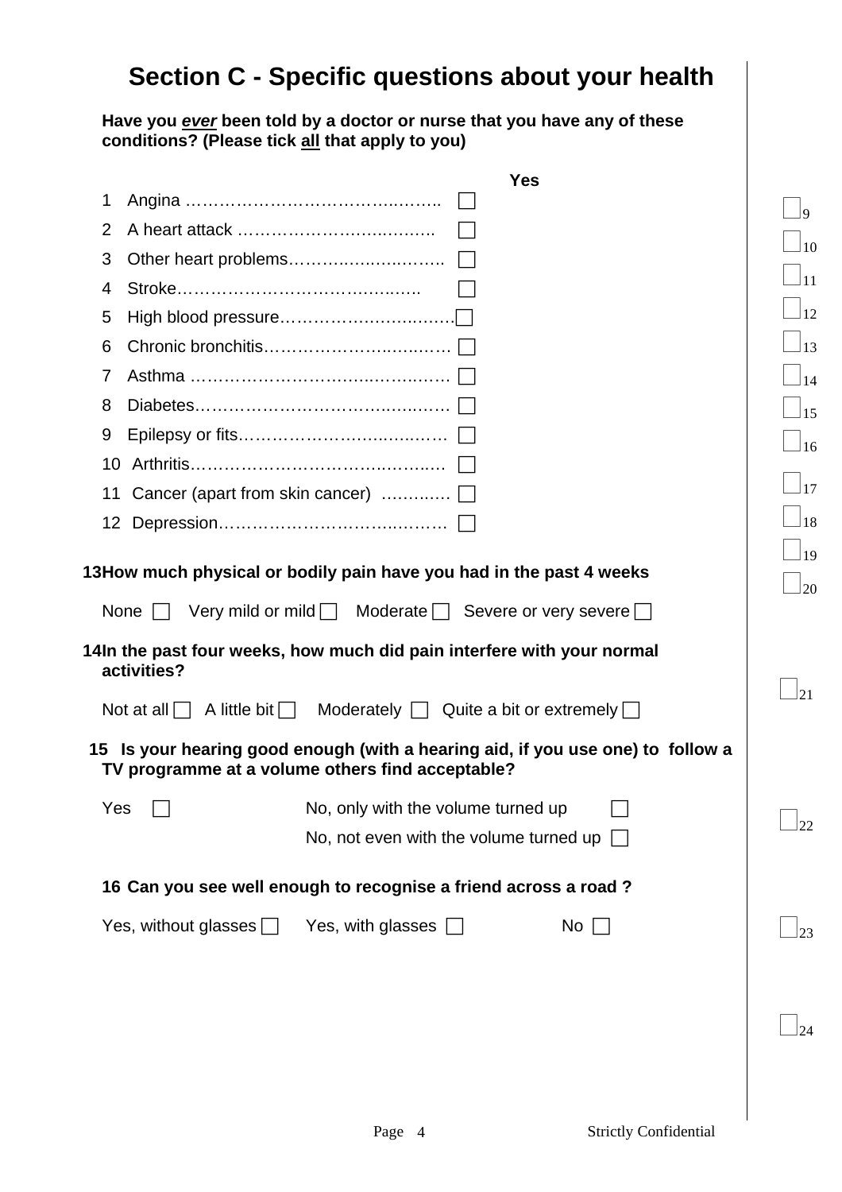# Section C - Specific questions about your health

**Have you *ever* been told by a doctor or nurse that you have any of these conditions? (Please tick all that apply to you)**

| | | Yes |
|---|---|---|
| 1 | Angina ……………………………………… | ☐ |
| 2 | A heart attack ……………………………… | ☐ |
| 3 | Other heart problems……………………… | ☐ |
| 4 | Stroke…………………………………… | ☐ |
| 5 | High blood pressure……………………… | ☐ |
| 6 | Chronic bronchitis……………………… | ☐ |
| 7 | Asthma ………………………………… | ☐ |
| 8 | Diabetes………………………………… | ☐ |
| 9 | Epilepsy or fits…………………………… | ☐ |
| 10 | Arthritis………………………………… | ☐ |
| 11 | Cancer (apart from skin cancer) ………… | ☐ |
| 12 | Depression……………………………… | ☐ |

☐9 ☐10 ☐11 ☐12 ☐13 ☐14 ☐15 ☐16 ☐17 ☐18 ☐19 ☐20

**13 How much physical or bodily pain have you had in the past 4 weeks**

None ☐ Very mild or mild ☐ Moderate ☐ Severe or very severe ☐

**14 In the past four weeks, how much did pain interfere with your normal activities?**

Not at all ☐ A little bit ☐ Moderately ☐ Quite a bit or extremely ☐

☐21

**15 Is your hearing good enough (with a hearing aid, if you use one) to follow a TV programme at a volume others find acceptable?**

Yes ☐ No, only with the volume turned up ☐

No, not even with the volume turned up ☐

☐22

**16 Can you see well enough to recognise a friend across a road ?**

Yes, without glasses ☐ Yes, with glasses ☐ No ☐

☐23

☐24

Strictly Confidential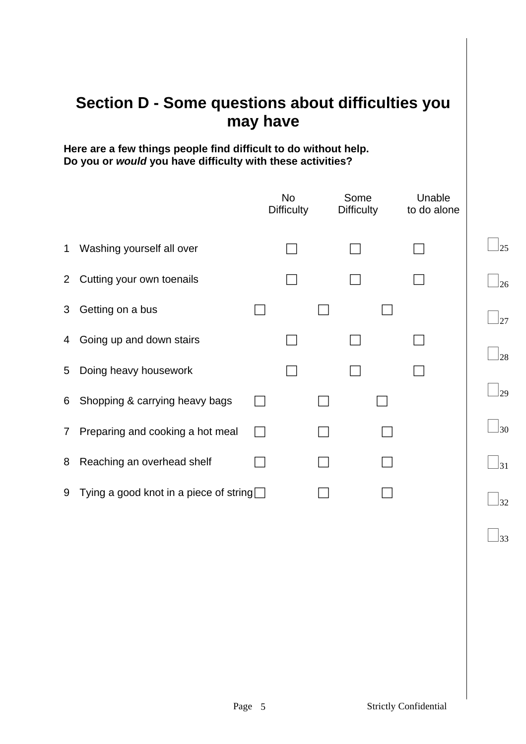## Section D - Some questions about difficulties you may have

**Here are a few things people find difficult to do without help.**
**Do you or *would* you have difficulty with these activities?**

| | | No Difficulty | Some Difficulty | Unable to do alone | |
|---|---|---|---|---|---|
| 1 | Washing yourself all over | ☐ | ☐ | ☐ | ☐ 25 |
| 2 | Cutting your own toenails | ☐ | ☐ | ☐ | ☐ 26 |
| 3 | Getting on a bus | ☐ | ☐ | ☐ | ☐ 27 |
| 4 | Going up and down stairs | ☐ | ☐ | ☐ | ☐ 28 |
| 5 | Doing heavy housework | ☐ | ☐ | ☐ | ☐ 29 |
| 6 | Shopping & carrying heavy bags | ☐ | ☐ | ☐ | ☐ 30 |
| 7 | Preparing and cooking a hot meal | ☐ | ☐ | ☐ | ☐ 31 |
| 8 | Reaching an overhead shelf | ☐ | ☐ | ☐ | ☐ 32 |
| 9 | Tying a good knot in a piece of string | ☐ | ☐ | ☐ | ☐ 33 |

Strictly Confidential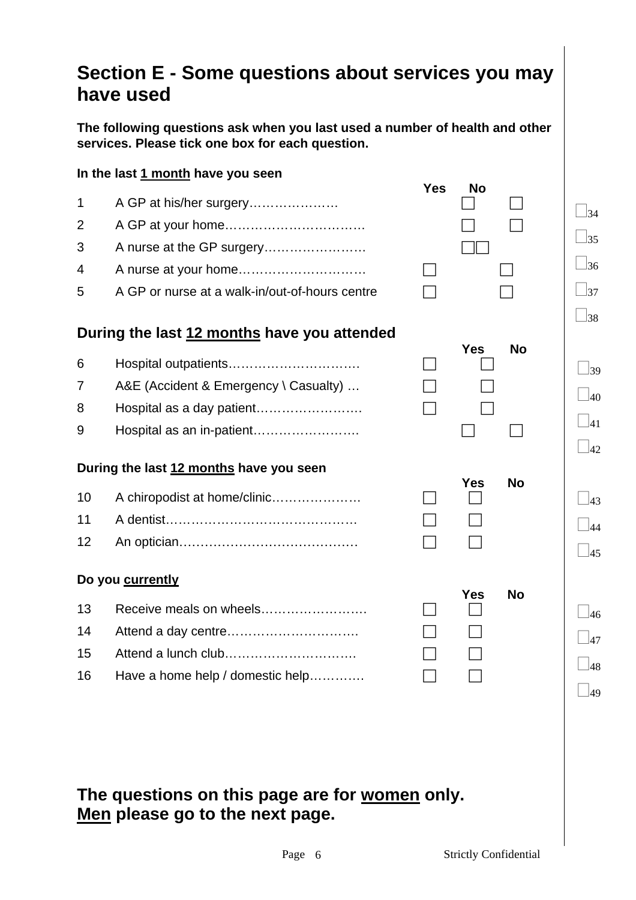## Section E - Some questions about services you may have used

**The following questions ask when you last used a number of health and other services. Please tick one box for each question.**

**In the last 1 month have you seen**

| | | Yes | No | |
|---|---|---|---|---|
| 1 | A GP at his/her surgery………………… | ☐ | ☐ | ☐34 |
| 2 | A GP at your home…………………………… | ☐ | ☐ | ☐35 |
| 3 | A nurse at the GP surgery…………………… | ☐ | ☐ | ☐36 |
| 4 | A nurse at your home………………………… | ☐ | ☐ | ☐37 |
| 5 | A GP or nurse at a walk-in/out-of-hours centre | ☐ | ☐ | ☐38 |

**During the last 12 months have you attended**

| | | Yes | No | |
|---|---|---|---|---|
| 6 | Hospital outpatients…………………………. | ☐ | ☐ | ☐39 |
| 7 | A&E (Accident & Emergency \ Casualty) … | ☐ | ☐ | ☐40 |
| 8 | Hospital as a day patient……………………. | ☐ | ☐ | ☐41 |
| 9 | Hospital as an in-patient……………………. | ☐ | ☐ | ☐42 |

**During the last 12 months have you seen**

| | | Yes | No | |
|---|---|---|---|---|
| 10 | A chiropodist at home/clinic………………… | ☐ | ☐ | ☐43 |
| 11 | A dentist………………………………………. | ☐ | ☐ | ☐44 |
| 12 | An optician……………………………………. | ☐ | ☐ | ☐45 |

**Do you currently**

| | | Yes | No | |
|---|---|---|---|---|
| 13 | Receive meals on wheels……………………. | ☐ | ☐ | ☐46 |
| 14 | Attend a day centre…………………………. | ☐ | ☐ | ☐47 |
| 15 | Attend a lunch club…………………………. | ☐ | ☐ | ☐48 |
| 16 | Have a home help / domestic help………… | ☐ | ☐ | ☐49 |

## The questions on this page are for women only. Men please go to the next page.

Strictly Confidential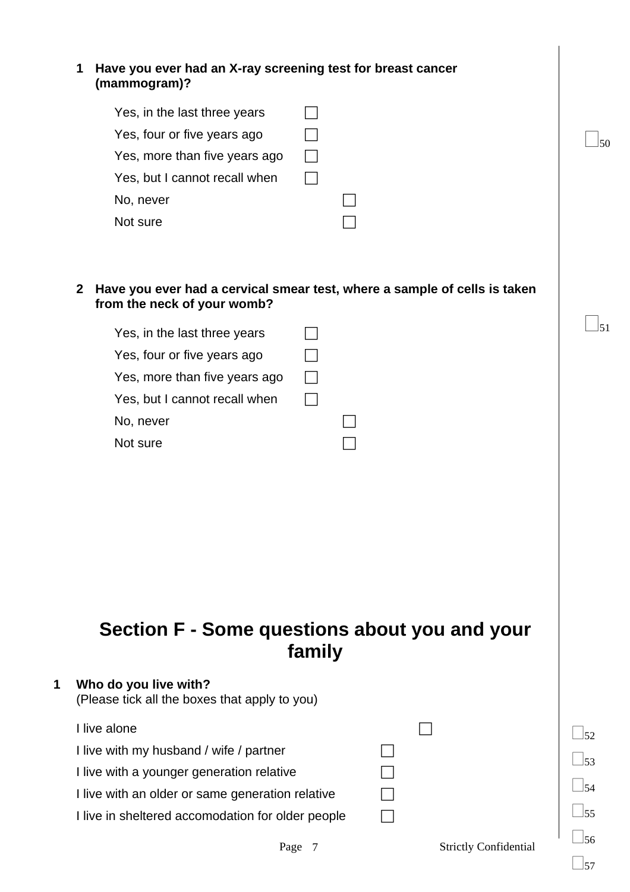**1 Have you ever had an X-ray screening test for breast cancer (mammogram)?**

- Yes, in the last three years ☐
- Yes, four or five years ago ☐
- Yes, more than five years ago ☐
- Yes, but I cannot recall when ☐
- No, never ☐
- Not sure ☐

☐50

**2 Have you ever had a cervical smear test, where a sample of cells is taken from the neck of your womb?**

- Yes, in the last three years ☐
- Yes, four or five years ago ☐
- Yes, more than five years ago ☐
- Yes, but I cannot recall when ☐
- No, never ☐
- Not sure ☐

☐51

## Section F - Some questions about you and your family

**1 Who do you live with?**
(Please tick all the boxes that apply to you)

- I live alone ☐
- I live with my husband / wife / partner ☐
- I live with a younger generation relative ☐
- I live with an older or same generation relative ☐
- I live in sheltered accomodation for older people ☐

☐52 ☐53 ☐54 ☐55 ☐56 ☐57

Strictly Confidential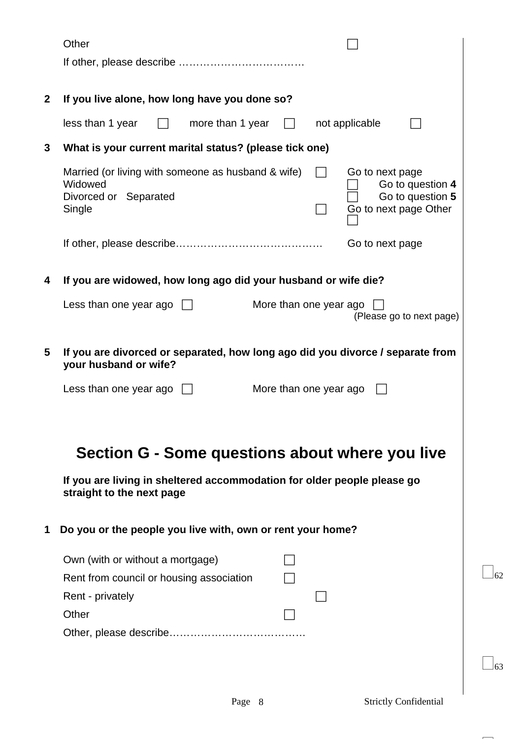Other ☐

If other, please describe ………………………………

**2 If you live alone, how long have you done so?**

less than 1 year ☐ more than 1 year ☐ not applicable ☐

**3 What is your current marital status? (please tick one)**

Married (or living with someone as husband & wife) ☐ Go to next page
Widowed ☐ Go to question **4**
Divorced or Separated ☐ Go to question **5**
Single ☐ Go to next page
Other ☐

If other, please describe……………………………………. Go to next page

**4 If you are widowed, how long ago did your husband or wife die?**

Less than one year ago ☐ More than one year ago ☐

(Please go to next page)

**5 If you are divorced or separated, how long ago did you divorce / separate from your husband or wife?**

Less than one year ago ☐ More than one year ago ☐

## Section G - Some questions about where you live

**If you are living in sheltered accommodation for older people please go straight to the next page**

**1 Do you or the people you live with, own or rent your home?**

Own (with or without a mortgage) ☐
Rent from council or housing association ☐
Rent - privately ☐
Other ☐
Other, please describe…………………………………

☐62

☐63

Strictly Confidential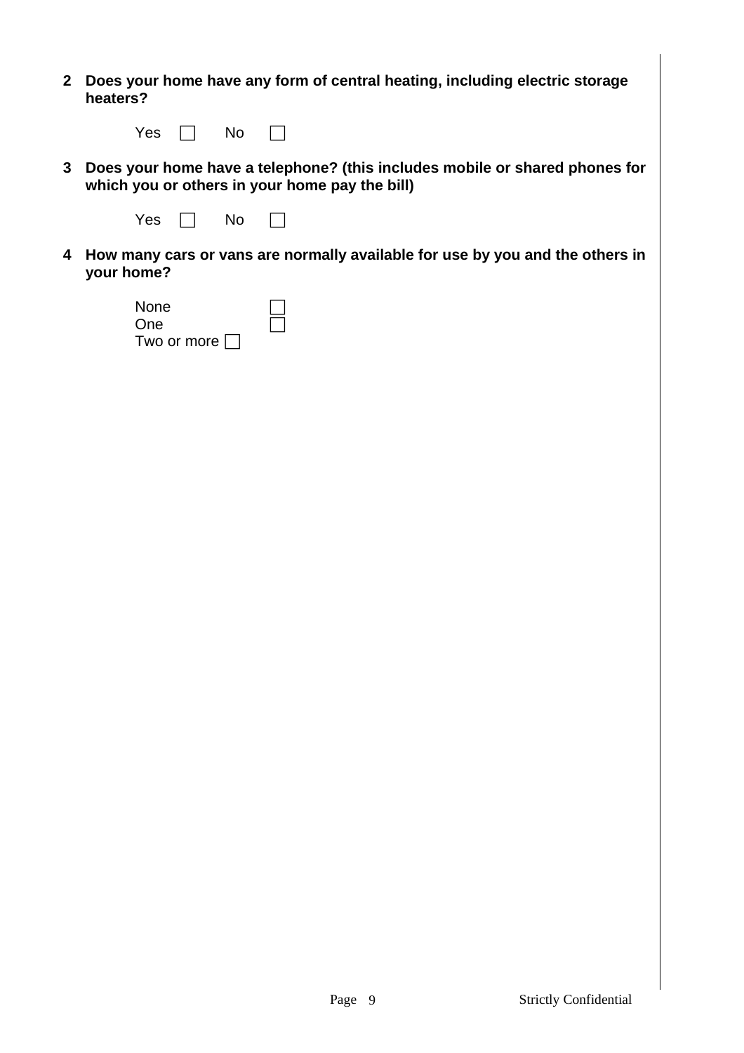**2 Does your home have any form of central heating, including electric storage heaters?**

Yes ☐ No ☐

**3 Does your home have a telephone? (this includes mobile or shared phones for which you or others in your home pay the bill)**

Yes ☐ No ☐

**4 How many cars or vans are normally available for use by you and the others in your home?**

None ☐
One ☐
Two or more ☐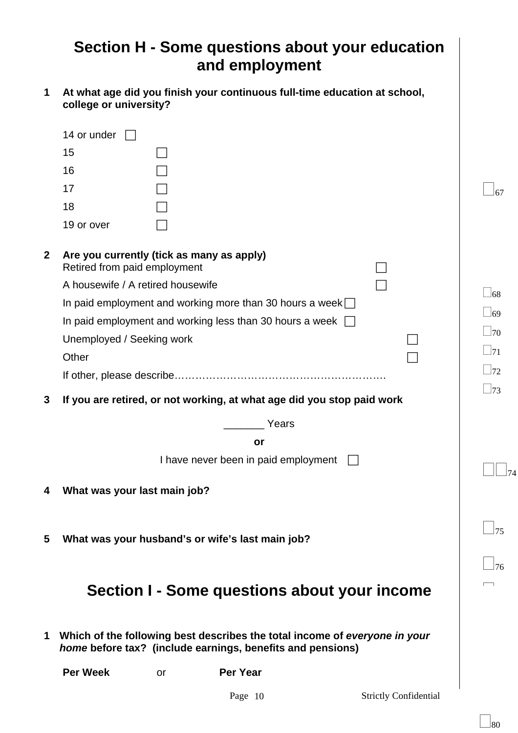## Section H - Some questions about your education and employment

**1 At what age did you finish your continuous full-time education at school, college or university?**

14 or under ☐
15 ☐
16 ☐
17 ☐
18 ☐
19 or over ☐

☐67

**2 Are you currently (tick as many as apply)**

Retired from paid employment ☐
A housewife / A retired housewife ☐
In paid employment and working more than 30 hours a week ☐
In paid employment and working less than 30 hours a week ☐
Unemployed / Seeking work ☐
Other ☐
If other, please describe…………………………………………………….

☐68
☐69
☐70
☐71
☐72
☐73

**3 If you are retired, or not working, at what age did you stop paid work**

_______ Years

**or**

I have never been in paid employment ☐

☐☐74

**4 What was your last main job?**

☐75

**5 What was your husband's or wife's last main job?**

☐76

## Section I - Some questions about your income

**1 Which of the following best describes the total income of *everyone in your home* before tax? (include earnings, benefits and pensions)**

**Per Week** or **Per Year**

Strictly Confidential

☐80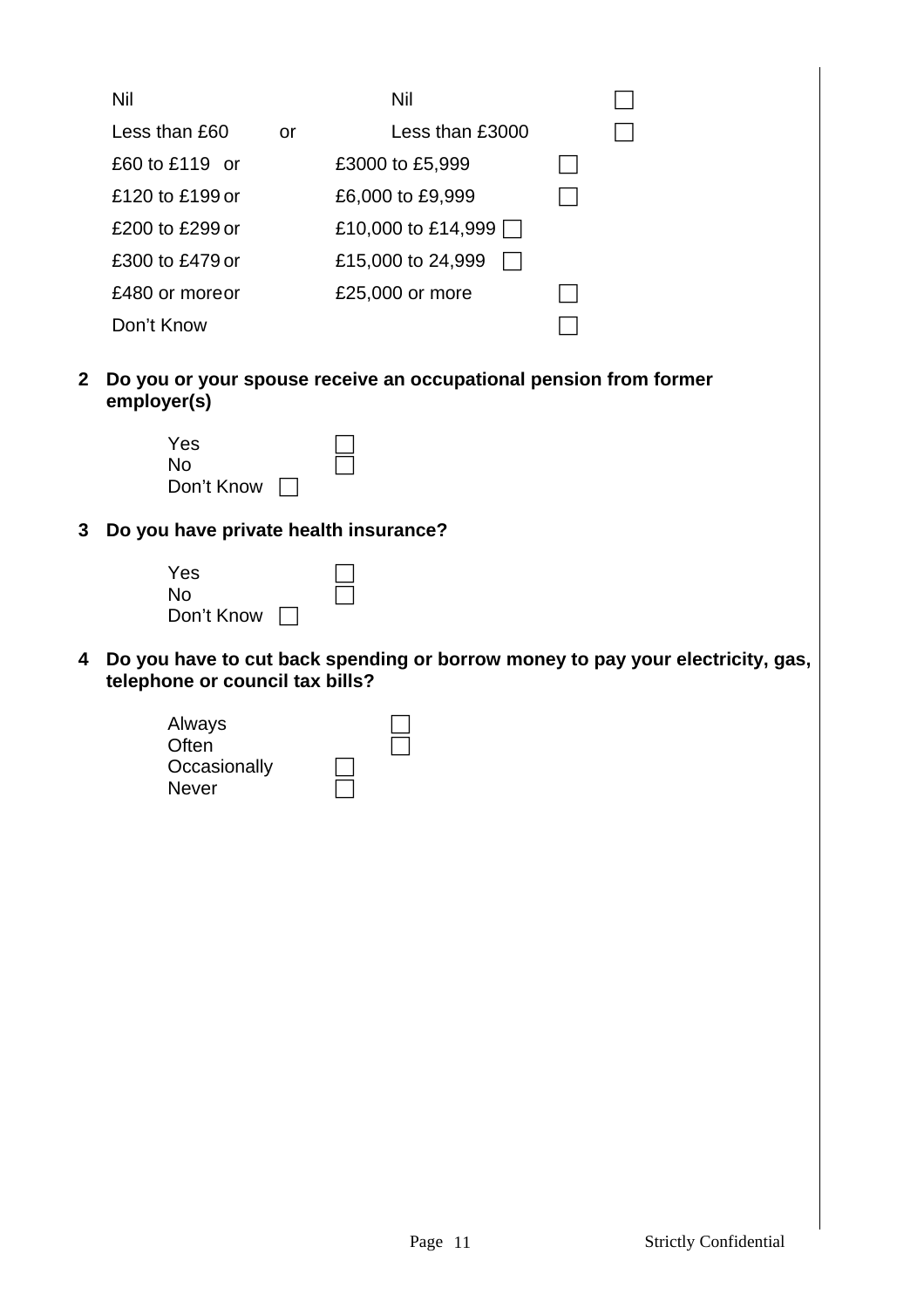| | | | |
|---|---|---|---|
| Nil | | Nil | ☐ |
| Less than £60 | or | Less than £3000 | ☐ |
| £60 to £119 | or | £3000 to £5,999 | ☐ |
| £120 to £199 | or | £6,000 to £9,999 | ☐ |
| £200 to £299 | or | £10,000 to £14,999 | ☐ |
| £300 to £479 | or | £15,000 to 24,999 | ☐ |
| £480 or more | or | £25,000 or more | ☐ |
| Don't Know | | | ☐ |

**2 Do you or your spouse receive an occupational pension from former employer(s)**

- Yes ☐
- No ☐
- Don't Know ☐

**3 Do you have private health insurance?**

- Yes ☐
- No ☐
- Don't Know ☐

**4 Do you have to cut back spending or borrow money to pay your electricity, gas, telephone or council tax bills?**

- Always ☐
- Often ☐
- Occasionally ☐
- Never ☐

Strictly Confidential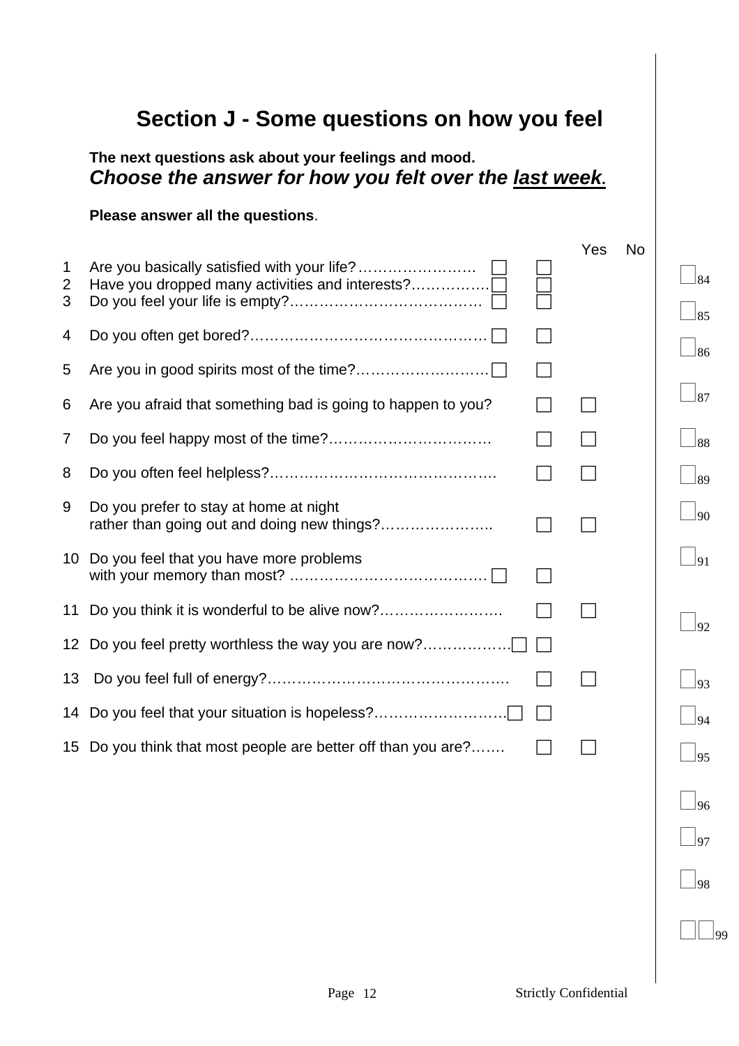## Section J - Some questions on how you feel

**The next questions ask about your feelings and mood.**
***Choose the answer for how you felt over the last week.***

**Please answer all the questions**.

| | | Yes | No | |
|---|---|---|---|---|
| 1 | Are you basically satisfied with your life?…………………… | ☐ | ☐ | ☐84 |
| 2 | Have you dropped many activities and interests?……………. | ☐ | ☐ | ☐85 |
| 3 | Do you feel your life is empty?………………………………… | ☐ | ☐ | ☐86 |
| 4 | Do you often get bored?………………………………………… | ☐ | ☐ | ☐87 |
| 5 | Are you in good spirits most of the time?……………………… | ☐ | ☐ | ☐88 |
| 6 | Are you afraid that something bad is going to happen to you? | ☐ | ☐ | ☐89 |
| 7 | Do you feel happy most of the time?…………………………… | ☐ | ☐ | ☐90 |
| 8 | Do you often feel helpless?………………………………………. | ☐ | ☐ | ☐91 |
| 9 | Do you prefer to stay at home at night rather than going out and doing new things?………………….. | ☐ | ☐ | ☐92 |
| 10 | Do you feel that you have more problems with your memory than most? ………………………………… | ☐ | ☐ | ☐93 |
| 11 | Do you think it is wonderful to be alive now?……………………. | ☐ | ☐ | ☐94 |
| 12 | Do you feel pretty worthless the way you are now?……………. | ☐ | ☐ | ☐95 |
| 13 | Do you feel full of energy?…………………………………………. | ☐ | ☐ | ☐96 |
| 14 | Do you feel that your situation is hopeless?……………………. | ☐ | ☐ | ☐97 |
| 15 | Do you think that most people are better off than you are?……. | ☐ | ☐ | ☐98 |
| | | | | ☐☐99 |

Strictly Confidential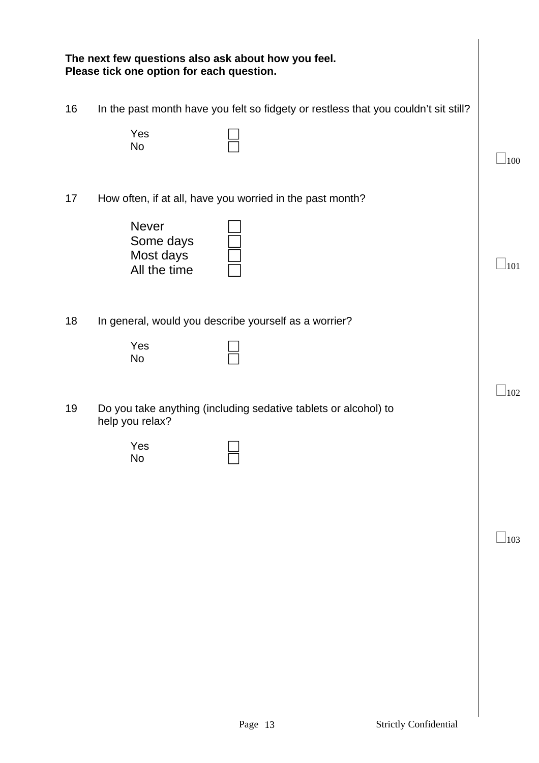**The next few questions also ask about how you feel.**
**Please tick one option for each question.**

16 In the past month have you felt so fidgety or restless that you couldn't sit still?

- Yes ☐
- No ☐

☐100

17 How often, if at all, have you worried in the past month?

- Never ☐
- Some days ☐
- Most days ☐
- All the time ☐

☐101

18 In general, would you describe yourself as a worrier?

- Yes ☐
- No ☐

☐102

19 Do you take anything (including sedative tablets or alcohol) to help you relax?

- Yes ☐
- No ☐

☐103

Strictly Confidential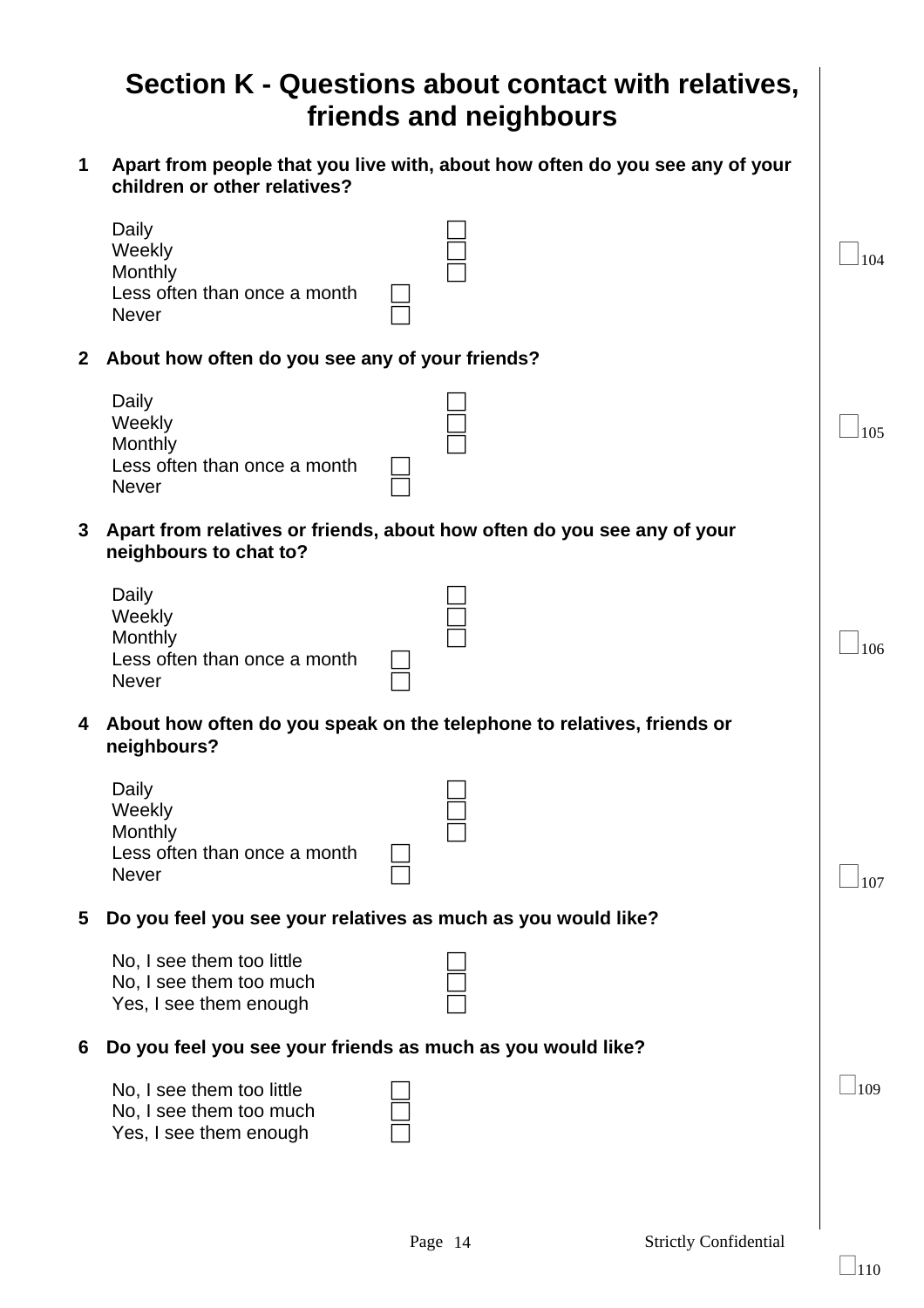# Section K - Questions about contact with relatives, friends and neighbours

**1 Apart from people that you live with, about how often do you see any of your children or other relatives?**

- Daily ☐
- Weekly ☐
- Monthly ☐
- Less often than once a month ☐
- Never ☐

☐104

**2 About how often do you see any of your friends?**

- Daily ☐
- Weekly ☐
- Monthly ☐
- Less often than once a month ☐
- Never ☐

☐105

**3 Apart from relatives or friends, about how often do you see any of your neighbours to chat to?**

- Daily ☐
- Weekly ☐
- Monthly ☐
- Less often than once a month ☐
- Never ☐

☐106

**4 About how often do you speak on the telephone to relatives, friends or neighbours?**

- Daily ☐
- Weekly ☐
- Monthly ☐
- Less often than once a month ☐
- Never ☐

☐107

**5 Do you feel you see your relatives as much as you would like?**

- No, I see them too little ☐
- No, I see them too much ☐
- Yes, I see them enough ☐

**6 Do you feel you see your friends as much as you would like?**

- No, I see them too little ☐
- No, I see them too much ☐
- Yes, I see them enough ☐

☐109

Strictly Confidential

☐110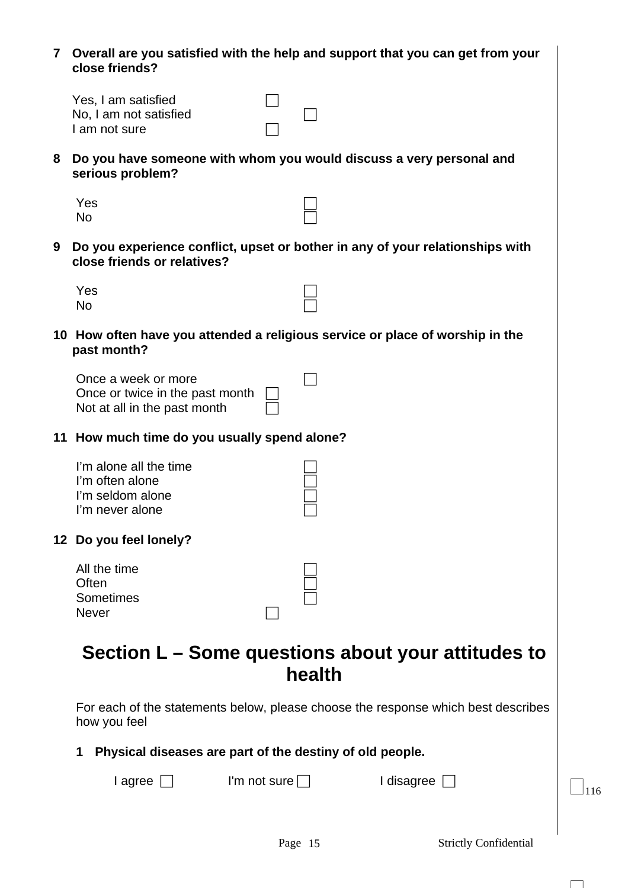**7 Overall are you satisfied with the help and support that you can get from your close friends?**

Yes, I am satisfied ☐
No, I am not satisfied ☐
I am not sure ☐

**8 Do you have someone with whom you would discuss a very personal and serious problem?**

Yes ☐
No ☐

**9 Do you experience conflict, upset or bother in any of your relationships with close friends or relatives?**

Yes ☐
No ☐

**10 How often have you attended a religious service or place of worship in the past month?**

Once a week or more ☐
Once or twice in the past month ☐
Not at all in the past month ☐

**11 How much time do you usually spend alone?**

I'm alone all the time ☐
I'm often alone ☐
I'm seldom alone ☐
I'm never alone ☐

**12 Do you feel lonely?**

All the time ☐
Often ☐
Sometimes ☐
Never ☐

## Section L – Some questions about your attitudes to health

For each of the statements below, please choose the response which best describes how you feel

**1 Physical diseases are part of the destiny of old people.**

I agree ☐ I'm not sure ☐ I disagree ☐

☐116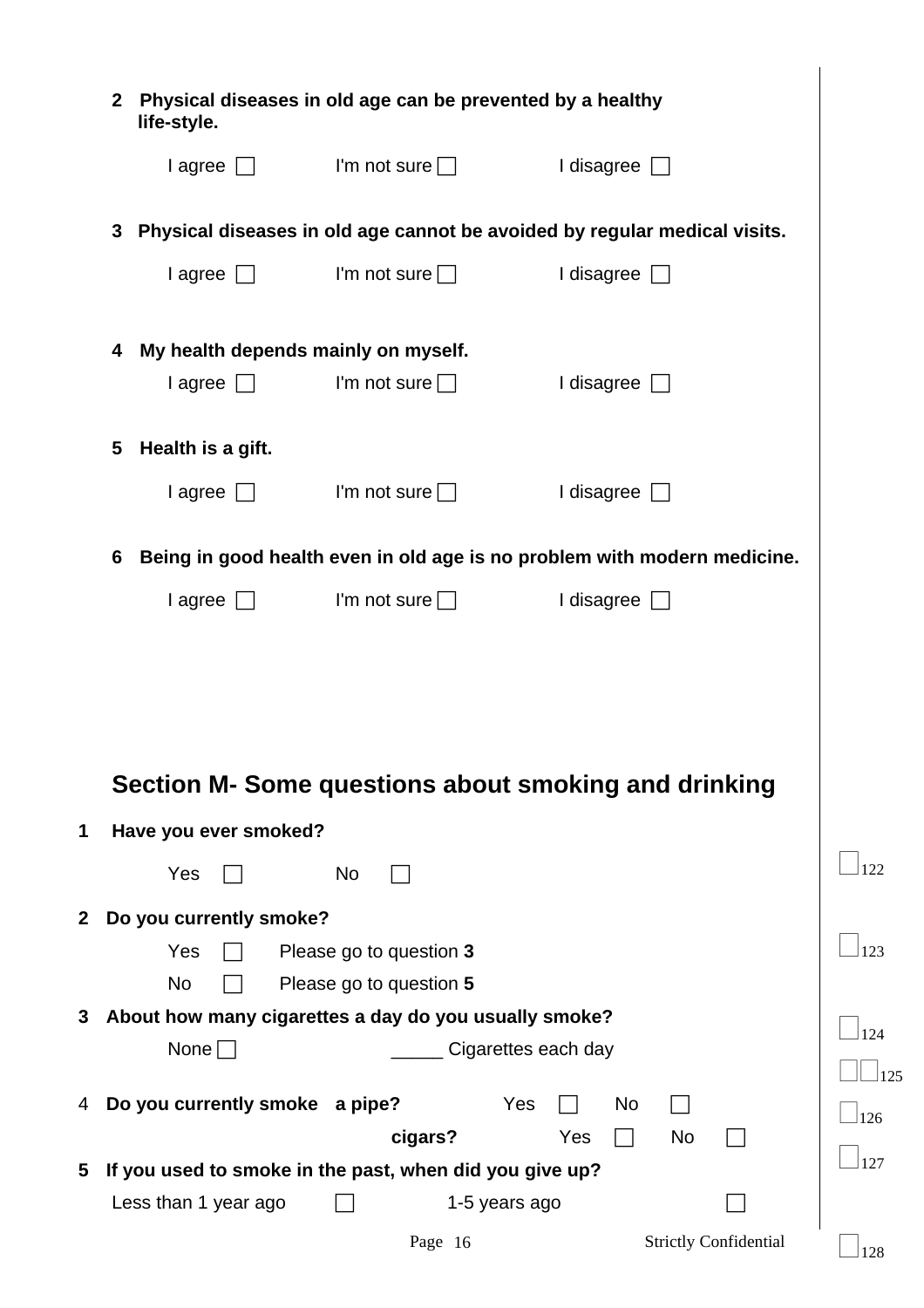**2 Physical diseases in old age can be prevented by a healthy life-style.**

I agree ☐ I'm not sure ☐ I disagree ☐

**3 Physical diseases in old age cannot be avoided by regular medical visits.**

I agree ☐ I'm not sure ☐ I disagree ☐

**4 My health depends mainly on myself.**

I agree ☐ I'm not sure ☐ I disagree ☐

**5 Health is a gift.**

I agree ☐ I'm not sure ☐ I disagree ☐

**6 Being in good health even in old age is no problem with modern medicine.**

I agree ☐ I'm not sure ☐ I disagree ☐

## Section M- Some questions about smoking and drinking

**1 Have you ever smoked?**

Yes ☐ No ☐ ☐ 122

**2 Do you currently smoke?** ☐ 123

Yes ☐ Please go to question **3**

No ☐ Please go to question **5**

**3 About how many cigarettes a day do you usually smoke?** ☐ 124

None ☐ _____ Cigarettes each day ☐☐ 125

4 **Do you currently smoke a pipe?** Yes ☐ No ☐ ☐ 126

**cigars?** Yes ☐ No ☐ ☐ 127

**5 If you used to smoke in the past, when did you give up?**

Less than 1 year ago ☐ 1-5 years ago ☐ ☐ 128

Strictly Confidential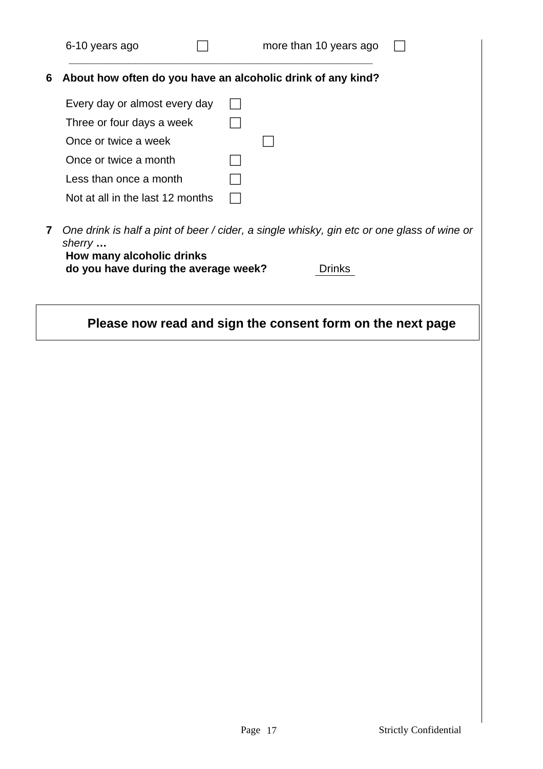6-10 years ago ☐ more than 10 years ago ☐

**6 About how often do you have an alcoholic drink of any kind?**

- Every day or almost every day ☐
- Three or four days a week ☐
- Once or twice a week ☐
- Once or twice a month ☐
- Less than once a month ☐
- Not at all in the last 12 months ☐

**7** *One drink is half a pint of beer / cider, a single whisky, gin etc or one glass of wine or sherry* **…**
**How many alcoholic drinks do you have during the average week?** Drinks ____

**Please now read and sign the consent form on the next page**

Strictly Confidential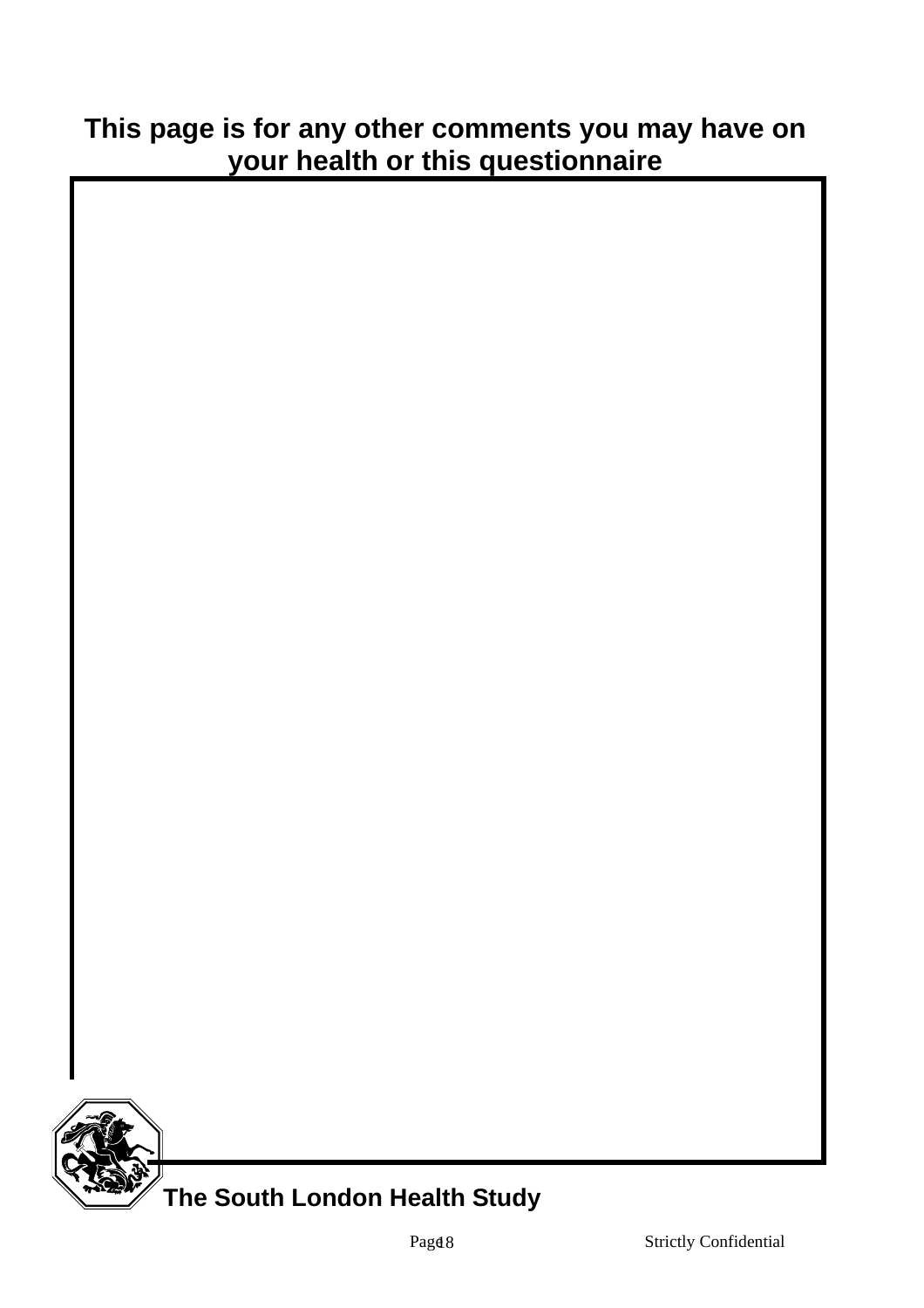**This page is for any other comments you may have on your health or this questionnaire**

**The South London Health Study**

Strictly Confidential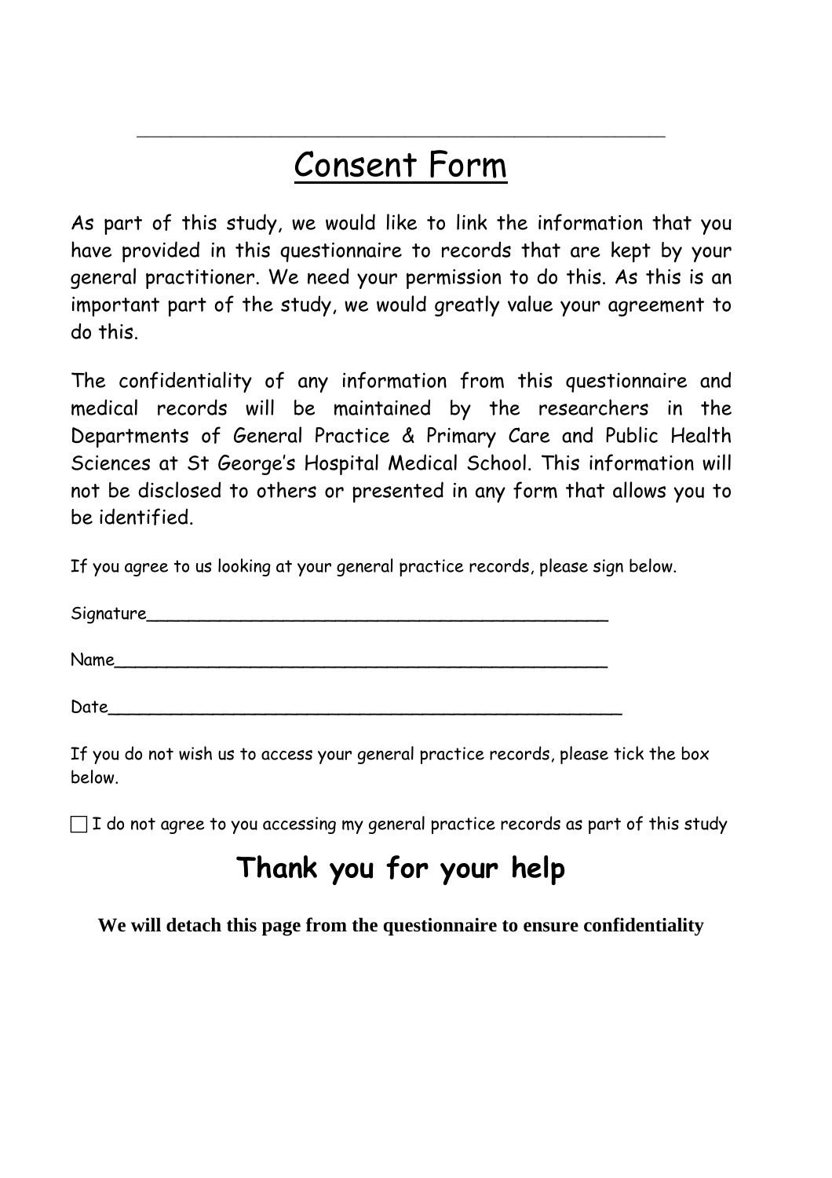# Consent Form

As part of this study, we would like to link the information that you have provided in this questionnaire to records that are kept by your general practitioner. We need your permission to do this. As this is an important part of the study, we would greatly value your agreement to do this.

The confidentiality of any information from this questionnaire and medical records will be maintained by the researchers in the Departments of General Practice & Primary Care and Public Health Sciences at St George's Hospital Medical School. This information will not be disclosed to others or presented in any form that allows you to be identified.

If you agree to us looking at your general practice records, please sign below.

Signature_____________________________________________

Name_______________________________________________

Date_________________________________________________

If you do not wish us to access your general practice records, please tick the box below.

☐ I do not agree to you accessing my general practice records as part of this study

## Thank you for your help

**We will detach this page from the questionnaire to ensure confidentiality**